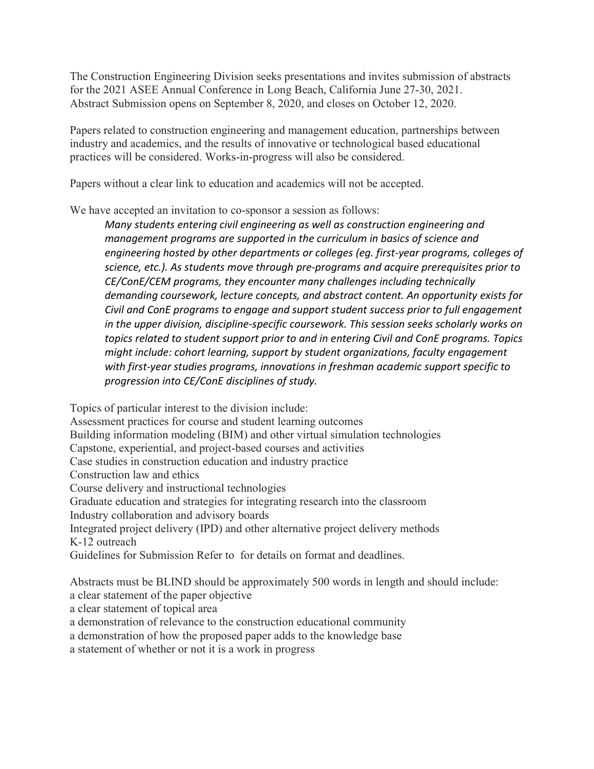The Construction Engineering Division seeks presentations and invites submission of abstracts for the 2021 ASEE Annual Conference in Long Beach, California June 27-30, 2021. Abstract Submission opens on September 8, 2020, and closes on October 12, 2020.

Papers related to construction engineering and management education, partnerships between industry and academics, and the results of innovative or technological based educational practices will be considered. Works-in-progress will also be considered.

Papers without a clear link to education and academics will not be accepted.

We have accepted an invitation to co-sponsor a session as follows:

> *Many students entering civil engineering as well as construction engineering and management programs are supported in the curriculum in basics of science and engineering hosted by other departments or colleges (eg. first-year programs, colleges of science, etc.). As students move through pre-programs and acquire prerequisites prior to CE/ConE/CEM programs, they encounter many challenges including technically demanding coursework, lecture concepts, and abstract content. An opportunity exists for Civil and ConE programs to engage and support student success prior to full engagement in the upper division, discipline-specific coursework. This session seeks scholarly works on topics related to student support prior to and in entering Civil and ConE programs. Topics might include: cohort learning, support by student organizations, faculty engagement with first-year studies programs, innovations in freshman academic support specific to progression into CE/ConE disciplines of study.*

Topics of particular interest to the division include:

- Assessment practices for course and student learning outcomes
- Building information modeling (BIM) and other virtual simulation technologies
- Capstone, experiential, and project-based courses and activities
- Case studies in construction education and industry practice
- Construction law and ethics
- Course delivery and instructional technologies
- Graduate education and strategies for integrating research into the classroom
- Industry collaboration and advisory boards
- Integrated project delivery (IPD) and other alternative project delivery methods
- K-12 outreach

Guidelines for Submission Refer to  for details on format and deadlines.

Abstracts must be BLIND should be approximately 500 words in length and should include:

- a clear statement of the paper objective
- a clear statement of topical area
- a demonstration of relevance to the construction educational community
- a demonstration of how the proposed paper adds to the knowledge base
- a statement of whether or not it is a work in progress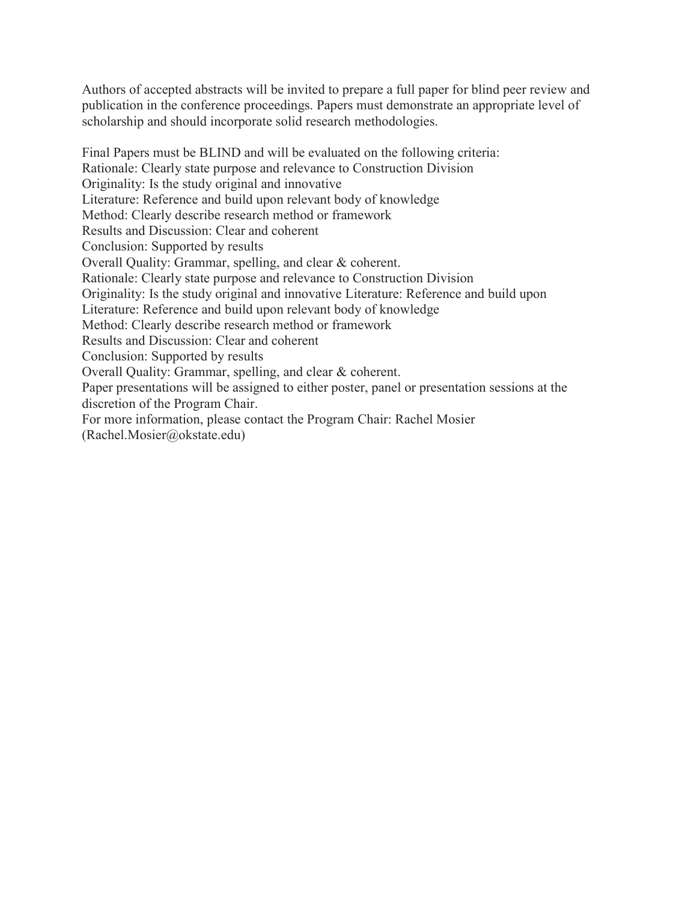Authors of accepted abstracts will be invited to prepare a full paper for blind peer review and publication in the conference proceedings. Papers must demonstrate an appropriate level of scholarship and should incorporate solid research methodologies.

Final Papers must be BLIND and will be evaluated on the following criteria:
Rationale: Clearly state purpose and relevance to Construction Division
Originality: Is the study original and innovative
Literature: Reference and build upon relevant body of knowledge
Method: Clearly describe research method or framework
Results and Discussion: Clear and coherent
Conclusion: Supported by results
Overall Quality: Grammar, spelling, and clear & coherent.
Rationale: Clearly state purpose and relevance to Construction Division
Originality: Is the study original and innovative Literature: Reference and build upon
Literature: Reference and build upon relevant body of knowledge
Method: Clearly describe research method or framework
Results and Discussion: Clear and coherent
Conclusion: Supported by results
Overall Quality: Grammar, spelling, and clear & coherent.
Paper presentations will be assigned to either poster, panel or presentation sessions at the discretion of the Program Chair.
For more information, please contact the Program Chair: Rachel Mosier (Rachel.Mosier@okstate.edu)